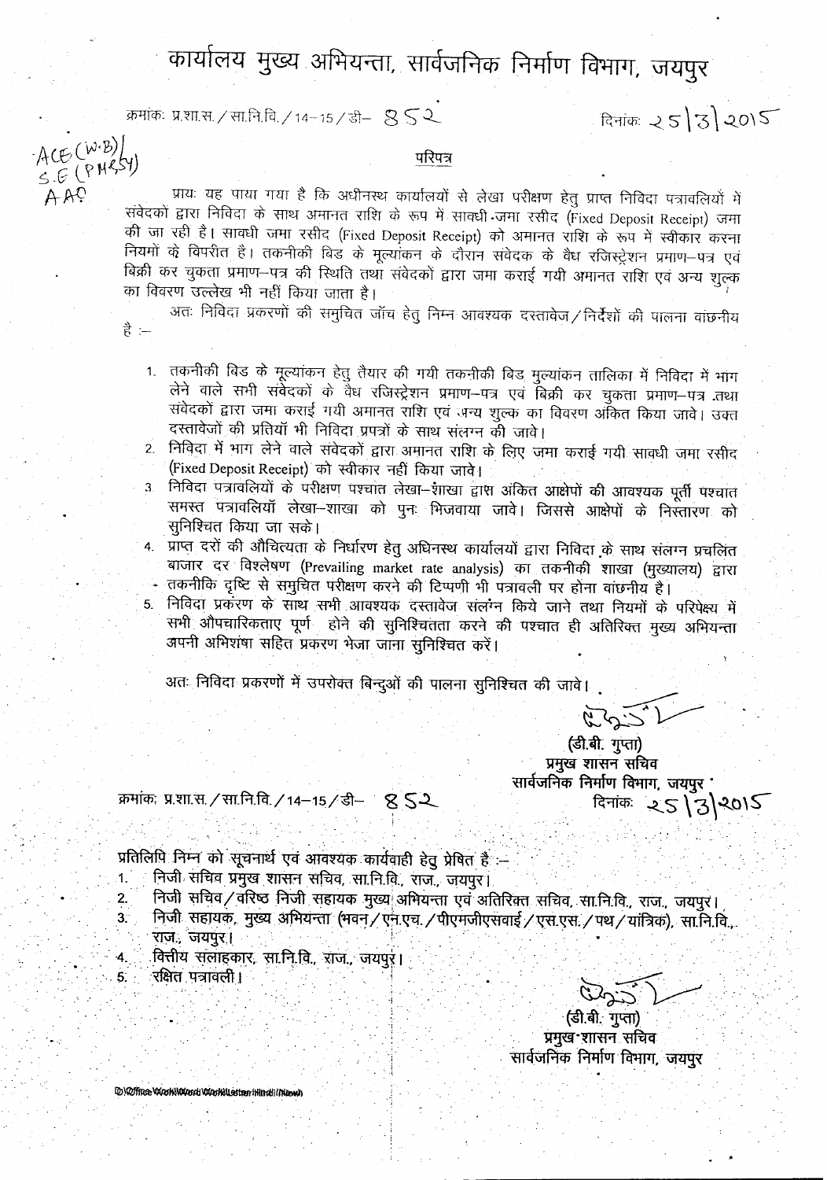# कार्यालय मुख्य अभियन्ता, सार्वजनिक निर्माण विभाग, जयपुर

क्रमांकः प्र.शा.स. / सा.नि.वि. / 14–15 / डी– 852 दिनांक: 25/3/2015

ACE (W.B)/
S.E (PMGSY)
AAO

## परिपत्र

प्रायः यह पाया गया है कि अधीनस्थ कार्यालयों से लेखा परीक्षण हेतु प्राप्त निविदा पत्रावलियों में संवेदकों द्वारा निविदा के साथ अमानत राशि के रूप में सावधी-जमा रसीद (Fixed Deposit Receipt) जमा की जा रही है। सावधी जमा रसीद (Fixed Deposit Receipt) को अमानत राशि के रूप में स्वीकार करना नियमों के विपरीत है। तकनीकी बिड के मूल्यांकन के दौरान संवेदक के वैध रजिस्ट्रेशन प्रमाण–पत्र एवं बिक्री कर चुकता प्रमाण–पत्र की स्थिति तथा संवेदकों द्वारा जमा कराई गयी अमानत राशि एवं अन्य शुल्क का विवरण उल्लेख भी नहीं किया जाता है।

अतः निविदा प्रकरणों की समुचित जॉच हेतु निम्न आवश्यक दस्तावेज/निर्देशों की पालना वांछनीय है :–

1. तकनीकी बिड के मूल्यांकन हेतु तैयार की गयी तकनीकी बिड मुल्यांकन तालिका में निविदा में भाग लेने वाले सभी संवेदकों के वैध रजिस्ट्रेशन प्रमाण–पत्र एवं बिक्री कर चुकता प्रमाण–पत्र तथा संवेदकों द्वारा जमा कराई गयी अमानत राशि एवं अन्य शुल्क का विवरण अंकित किया जावे। उक्त दस्तावेजों की प्रतियॉ भी निविदा प्रपत्रों के साथ संलग्न की जावे।
2. निविदा में भाग लेने वाले संवेदकों द्वारा अमानत राशि के लिए जमा कराई गयी सावधी जमा रसीद (Fixed Deposit Receipt) को स्वीकार नही किया जावे।
3. निविदा पत्रावलियों के परीक्षण पश्चात लेखा–शाखा द्वारा अंकित आक्षेपों की आवश्यक पूर्ती पश्चात समस्त पत्रावलियॉ लेखा–शाखा को पुनः भिजवाया जावे। जिससे आक्षेपों के निस्तारण को सुनिश्चित किया जा सके।
4. प्राप्त दरों की औचित्यता के निर्धारण हेतु अधिनस्थ कार्यालयों द्वारा निविदा के साथ संलग्न प्रचलित बाजार दर विश्लेषण (Prevailing market rate analysis) का तकनीकी शाखा (मुख्यालय) द्वारा तकनीकि दृष्टि से समुचित परीक्षण करने की टिप्पणी भी पत्रावली पर होना वांछनीय है।
5. निविदा प्रकरण के साथ सभी आवश्यक दस्तावेज संलग्न किये जाने तथा नियमों के परिपेक्ष्य में सभी औपचारिकताए पूर्ण होने की सुनिश्चितता करने की पश्चात ही अतिरिक्त मुख्य अभियन्ता अपनी अभिशंषा सहित प्रकरण भेजा जाना सुनिश्चित करें।

अतः निविदा प्रकरणों में उपरोक्त बिन्दुओं की पालना सुनिश्चित की जावे।

(डी.बी. गुप्ता)
प्रमुख शासन सचिव
सार्वजनिक निर्माण विभाग, जयपुर

क्रमांकः प्र.शा.स. / सा.नि.वि. / 14–15 / डी– 852 दिनांक: 25/3/2015

प्रतिलिपि निम्न को सूचनार्थ एवं आवश्यक कार्यवाही हेतु प्रेषित है :–

1. निजी सचिव प्रमुख शासन सचिव, सा.नि.वि., राज., जयपुर।
2. निजी सचिव/वरिष्ठ निजी सहायक मुख्य अभियन्ता एवं अतिरिक्त सचिव, सा.नि.वि., राज., जयपुर।
3. निजी सहायक, मुख्य अभियन्ता (भवन/एन.एच./पीएमजीएसवाई/एस.एस./पथ/यांत्रिक), सा.नि.वि., राज., जयपुर।
4. वित्तीय सलाहकार, सा.नि.वि., राज., जयपुर।
5. रक्षित पत्रावली।

(डी.बी. गुप्ता)
प्रमुख शासन सचिव
सार्वजनिक निर्माण विभाग, जयपुर

D:\Office Work\Word Work\Letter Hindi (New)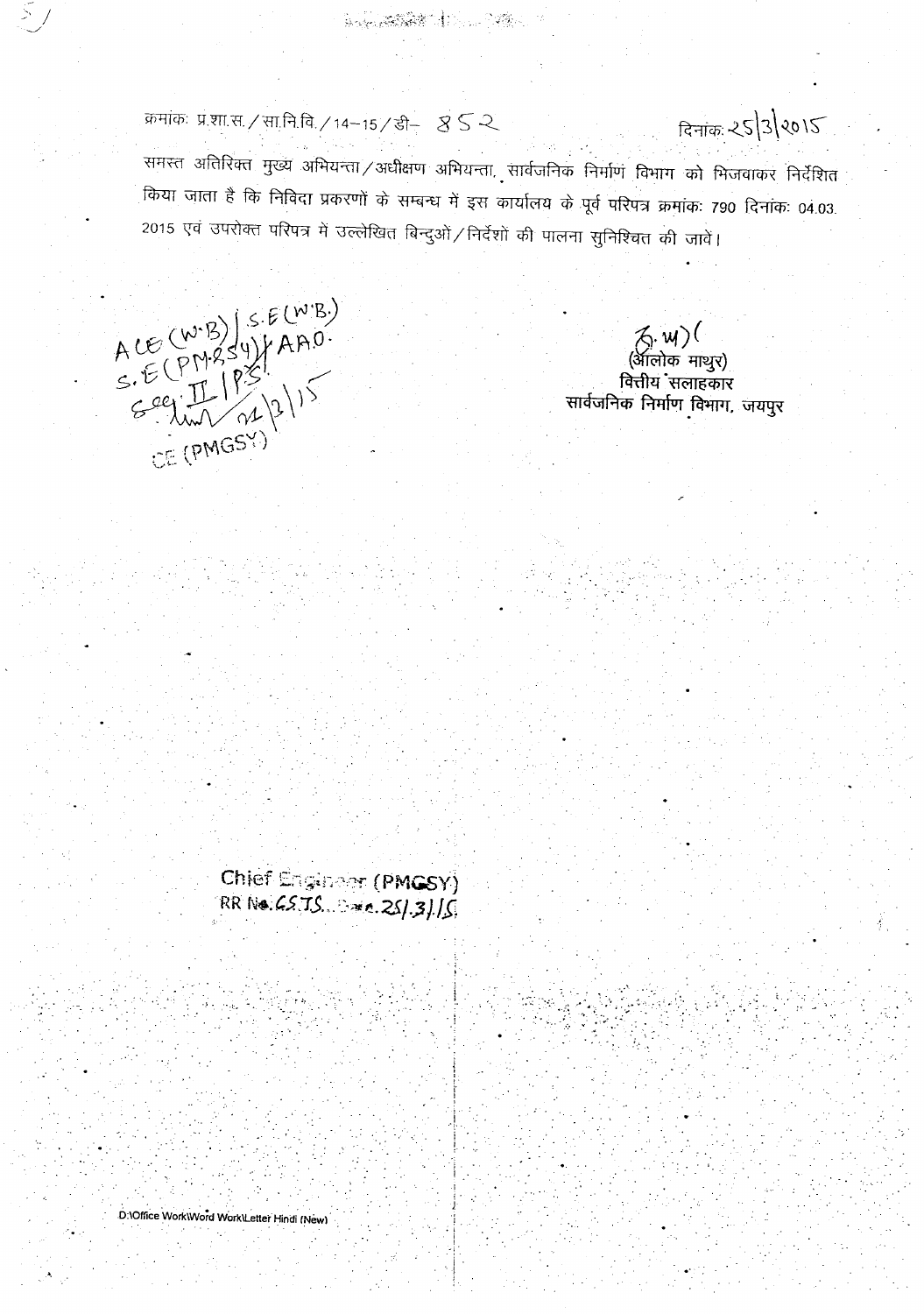क्रमांकः प्र.शा.स./सा.नि.वि./14–15/डी– 852

दिनांक: 25/3/2015

समस्त अतिरिक्त मुख्य अभियन्ता/अधीक्षण अभियन्ता, सार्वजनिक निर्माण विभाग को भिजवाकर निर्देशित किया जाता है कि निविदा प्रकरणों के सम्बन्ध में इस कार्यालय के पूर्व परिपत्र क्रमांकः 790 दिनांकः 04.03.2015 एवं उपरोक्त परिपत्र में उल्लेखित बिन्दुओं/निर्देशों की पालना सुनिश्चित की जावें।

ACE (W.B.) / S.E (W.B.)
S.E (PMGSY) / AAO.
Secy. II / PS
CE (PMGSY)

(आलोक माथुर)
वित्तीय सलाहकार
सार्वजनिक निर्माण विभाग, जयपुर

Chief Engineer (PMGSY)
RR No. 6575 Date 25/3/15

D:\Office Work\Word Work\Letter Hindi (New)